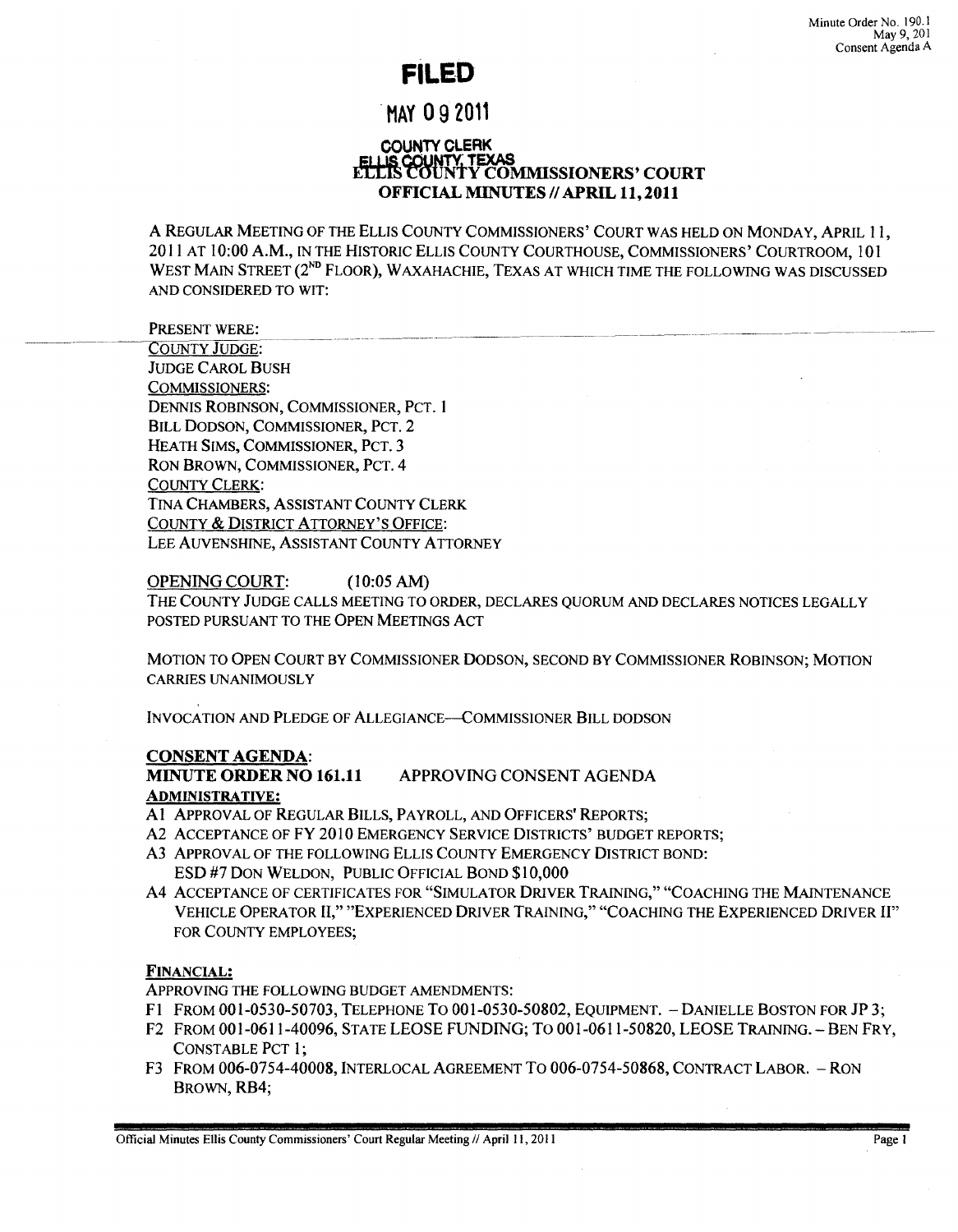Minute Order No. 190.1
May 9, 201
Consent Agenda A

**FILED**

**MAY 09 2011**

COUNTY CLERK
ELLIS COUNTY, TEXAS

# ELLIS COUNTY COMMISSIONERS' COURT
## OFFICIAL MINUTES // APRIL 11, 2011

A REGULAR MEETING OF THE ELLIS COUNTY COMMISSIONERS' COURT WAS HELD ON MONDAY, APRIL 11, 2011 AT 10:00 A.M., IN THE HISTORIC ELLIS COUNTY COURTHOUSE, COMMISSIONERS' COURTROOM, 101 WEST MAIN STREET (2ND FLOOR), WAXAHACHIE, TEXAS AT WHICH TIME THE FOLLOWING WAS DISCUSSED AND CONSIDERED TO WIT:

PRESENT WERE:

COUNTY JUDGE:
JUDGE CAROL BUSH
COMMISSIONERS:
DENNIS ROBINSON, COMMISSIONER, PCT. 1
BILL DODSON, COMMISSIONER, PCT. 2
HEATH SIMS, COMMISSIONER, PCT. 3
RON BROWN, COMMISSIONER, PCT. 4
COUNTY CLERK:
TINA CHAMBERS, ASSISTANT COUNTY CLERK
COUNTY & DISTRICT ATTORNEY'S OFFICE:
LEE AUVENSHINE, ASSISTANT COUNTY ATTORNEY

OPENING COURT: (10:05 AM)
THE COUNTY JUDGE CALLS MEETING TO ORDER, DECLARES QUORUM AND DECLARES NOTICES LEGALLY POSTED PURSUANT TO THE OPEN MEETINGS ACT

MOTION TO OPEN COURT BY COMMISSIONER DODSON, SECOND BY COMMISSIONER ROBINSON; MOTION CARRIES UNANIMOUSLY

INVOCATION AND PLEDGE OF ALLEGIANCE—COMMISSIONER BILL DODSON

**CONSENT AGENDA:**
**MINUTE ORDER NO 161.11** APPROVING CONSENT AGENDA
**ADMINISTRATIVE:**

- A1 APPROVAL OF REGULAR BILLS, PAYROLL, AND OFFICERS' REPORTS;
- A2 ACCEPTANCE OF FY 2010 EMERGENCY SERVICE DISTRICTS' BUDGET REPORTS;
- A3 APPROVAL OF THE FOLLOWING ELLIS COUNTY EMERGENCY DISTRICT BOND:
  ESD #7 DON WELDON, PUBLIC OFFICIAL BOND $10,000
- A4 ACCEPTANCE OF CERTIFICATES FOR "SIMULATOR DRIVER TRAINING," "COACHING THE MAINTENANCE VEHICLE OPERATOR II," "EXPERIENCED DRIVER TRAINING," "COACHING THE EXPERIENCED DRIVER II" FOR COUNTY EMPLOYEES;

**FINANCIAL:**
APPROVING THE FOLLOWING BUDGET AMENDMENTS:

- F1 FROM 001-0530-50703, TELEPHONE TO 001-0530-50802, EQUIPMENT. – DANIELLE BOSTON FOR JP 3;
- F2 FROM 001-0611-40096, STATE LEOSE FUNDING; TO 001-0611-50820, LEOSE TRAINING. – BEN FRY, CONSTABLE PCT 1;
- F3 FROM 006-0754-40008, INTERLOCAL AGREEMENT TO 006-0754-50868, CONTRACT LABOR. – RON BROWN, RB4;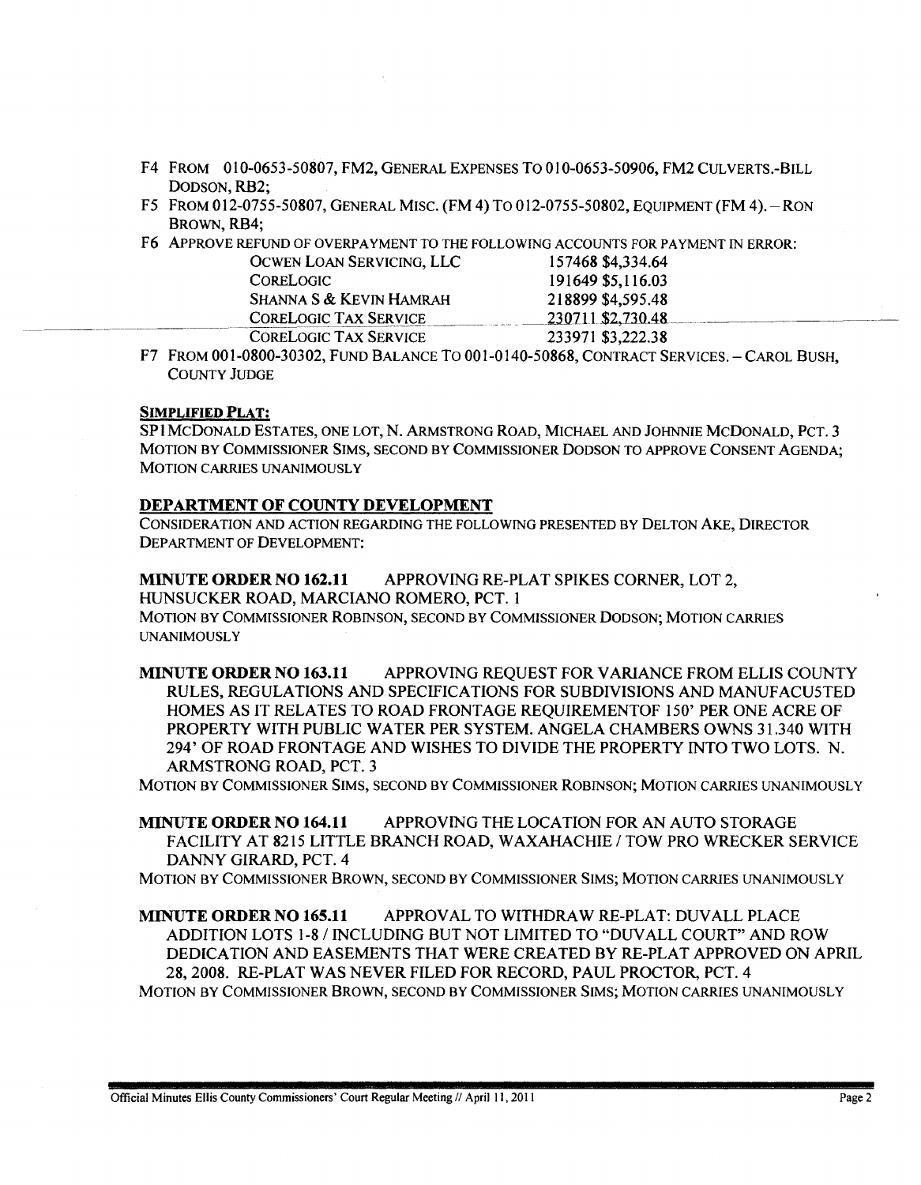F4 FROM 010-0653-50807, FM2, GENERAL EXPENSES TO 010-0653-50906, FM2 CULVERTS.-BILL DODSON, RB2;

F5 FROM 012-0755-50807, GENERAL MISC. (FM 4) TO 012-0755-50802, EQUIPMENT (FM 4). – RON BROWN, RB4;

F6 APPROVE REFUND OF OVERPAYMENT TO THE FOLLOWING ACCOUNTS FOR PAYMENT IN ERROR:

| | | |
|---|---|---|
| OCWEN LOAN SERVICING, LLC | 157468 | $4,334.64 |
| CORELOGIC | 191649 | $5,116.03 |
| SHANNA S & KEVIN HAMRAH | 218899 | $4,595.48 |
| CORELOGIC TAX SERVICE | 230711 | $2,730.48 |
| CORELOGIC TAX SERVICE | 233971 | $3,222.38 |

F7 FROM 001-0800-30302, FUND BALANCE TO 001-0140-50868, CONTRACT SERVICES. – CAROL BUSH, COUNTY JUDGE

**SIMPLIFIED PLAT:**

SP1 MCDONALD ESTATES, ONE LOT, N. ARMSTRONG ROAD, MICHAEL AND JOHNNIE MCDONALD, PCT. 3
MOTION BY COMMISSIONER SIMS, SECOND BY COMMISSIONER DODSON TO APPROVE CONSENT AGENDA; MOTION CARRIES UNANIMOUSLY

## DEPARTMENT OF COUNTY DEVELOPMENT

CONSIDERATION AND ACTION REGARDING THE FOLLOWING PRESENTED BY DELTON AKE, DIRECTOR DEPARTMENT OF DEVELOPMENT:

**MINUTE ORDER NO 162.11** APPROVING RE-PLAT SPIKES CORNER, LOT 2, HUNSUCKER ROAD, MARCIANO ROMERO, PCT. 1
MOTION BY COMMISSIONER ROBINSON, SECOND BY COMMISSIONER DODSON; MOTION CARRIES UNANIMOUSLY

**MINUTE ORDER NO 163.11** APPROVING REQUEST FOR VARIANCE FROM ELLIS COUNTY RULES, REGULATIONS AND SPECIFICATIONS FOR SUBDIVISIONS AND MANUFACU5TED HOMES AS IT RELATES TO ROAD FRONTAGE REQUIREMENTOF 150' PER ONE ACRE OF PROPERTY WITH PUBLIC WATER PER SYSTEM. ANGELA CHAMBERS OWNS 31.340 WITH 294' OF ROAD FRONTAGE AND WISHES TO DIVIDE THE PROPERTY INTO TWO LOTS. N. ARMSTRONG ROAD, PCT. 3
MOTION BY COMMISSIONER SIMS, SECOND BY COMMISSIONER ROBINSON; MOTION CARRIES UNANIMOUSLY

**MINUTE ORDER NO 164.11** APPROVING THE LOCATION FOR AN AUTO STORAGE FACILITY AT 8215 LITTLE BRANCH ROAD, WAXAHACHIE / TOW PRO WRECKER SERVICE DANNY GIRARD, PCT. 4
MOTION BY COMMISSIONER BROWN, SECOND BY COMMISSIONER SIMS; MOTION CARRIES UNANIMOUSLY

**MINUTE ORDER NO 165.11** APPROVAL TO WITHDRAW RE-PLAT: DUVALL PLACE ADDITION LOTS 1-8 / INCLUDING BUT NOT LIMITED TO "DUVALL COURT" AND ROW DEDICATION AND EASEMENTS THAT WERE CREATED BY RE-PLAT APPROVED ON APRIL 28, 2008. RE-PLAT WAS NEVER FILED FOR RECORD, PAUL PROCTOR, PCT. 4
MOTION BY COMMISSIONER BROWN, SECOND BY COMMISSIONER SIMS; MOTION CARRIES UNANIMOUSLY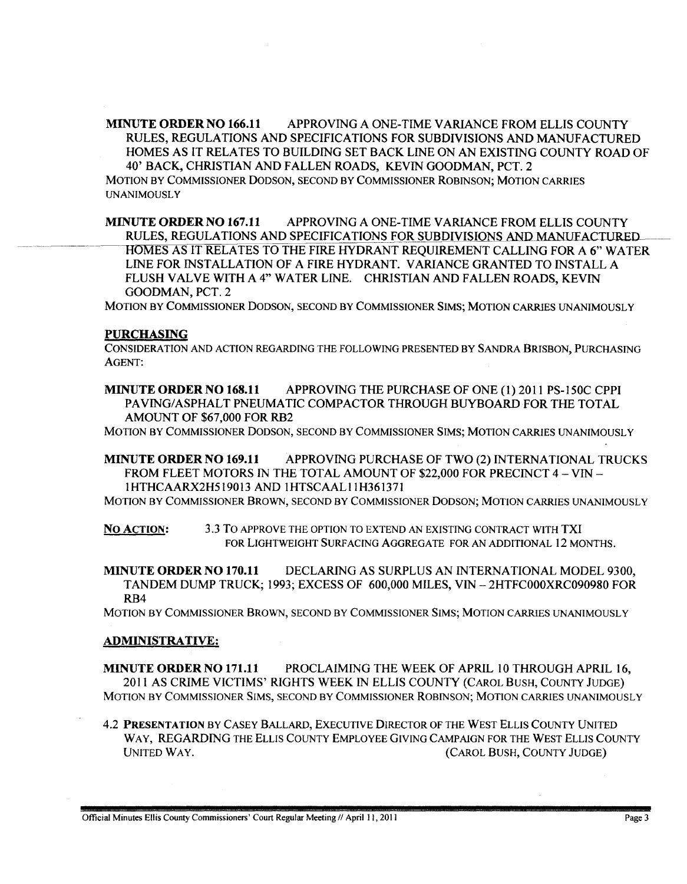**MINUTE ORDER NO 166.11** APPROVING A ONE-TIME VARIANCE FROM ELLIS COUNTY RULES, REGULATIONS AND SPECIFICATIONS FOR SUBDIVISIONS AND MANUFACTURED HOMES AS IT RELATES TO BUILDING SET BACK LINE ON AN EXISTING COUNTY ROAD OF 40' BACK, CHRISTIAN AND FALLEN ROADS, KEVIN GOODMAN, PCT. 2

MOTION BY COMMISSIONER DODSON, SECOND BY COMMISSIONER ROBINSON; MOTION CARRIES UNANIMOUSLY

**MINUTE ORDER NO 167.11** APPROVING A ONE-TIME VARIANCE FROM ELLIS COUNTY RULES, REGULATIONS AND SPECIFICATIONS FOR SUBDIVISIONS AND MANUFACTURED HOMES AS IT RELATES TO THE FIRE HYDRANT REQUIREMENT CALLING FOR A 6" WATER LINE FOR INSTALLATION OF A FIRE HYDRANT. VARIANCE GRANTED TO INSTALL A FLUSH VALVE WITH A 4" WATER LINE. CHRISTIAN AND FALLEN ROADS, KEVIN GOODMAN, PCT. 2

MOTION BY COMMISSIONER DODSON, SECOND BY COMMISSIONER SIMS; MOTION CARRIES UNANIMOUSLY

## PURCHASING

CONSIDERATION AND ACTION REGARDING THE FOLLOWING PRESENTED BY SANDRA BRISBON, PURCHASING AGENT:

**MINUTE ORDER NO 168.11** APPROVING THE PURCHASE OF ONE (1) 2011 PS-150C CPPI PAVING/ASPHALT PNEUMATIC COMPACTOR THROUGH BUYBOARD FOR THE TOTAL AMOUNT OF $67,000 FOR RB2

MOTION BY COMMISSIONER DODSON, SECOND BY COMMISSIONER SIMS; MOTION CARRIES UNANIMOUSLY

**MINUTE ORDER NO 169.11** APPROVING PURCHASE OF TWO (2) INTERNATIONAL TRUCKS FROM FLEET MOTORS IN THE TOTAL AMOUNT OF $22,000 FOR PRECINCT 4 – VIN – 1HTHCAARX2H519013 AND 1HTSCAAL11H361371

MOTION BY COMMISSIONER BROWN, SECOND BY COMMISSIONER DODSON; MOTION CARRIES UNANIMOUSLY

**NO ACTION:** 3.3 TO APPROVE THE OPTION TO EXTEND AN EXISTING CONTRACT WITH TXI FOR LIGHTWEIGHT SURFACING AGGREGATE FOR AN ADDITIONAL 12 MONTHS.

**MINUTE ORDER NO 170.11** DECLARING AS SURPLUS AN INTERNATIONAL MODEL 9300, TANDEM DUMP TRUCK; 1993; EXCESS OF 600,000 MILES, VIN – 2HTFC000XRC090980 FOR RB4

MOTION BY COMMISSIONER BROWN, SECOND BY COMMISSIONER SIMS; MOTION CARRIES UNANIMOUSLY

## ADMINISTRATIVE:

**MINUTE ORDER NO 171.11** PROCLAIMING THE WEEK OF APRIL 10 THROUGH APRIL 16, 2011 AS CRIME VICTIMS' RIGHTS WEEK IN ELLIS COUNTY (CAROL BUSH, COUNTY JUDGE)

MOTION BY COMMISSIONER SIMS, SECOND BY COMMISSIONER ROBINSON; MOTION CARRIES UNANIMOUSLY

4.2 **PRESENTATION** BY CASEY BALLARD, EXECUTIVE DIRECTOR OF THE WEST ELLIS COUNTY UNITED WAY, REGARDING THE ELLIS COUNTY EMPLOYEE GIVING CAMPAIGN FOR THE WEST ELLIS COUNTY UNITED WAY. (CAROL BUSH, COUNTY JUDGE)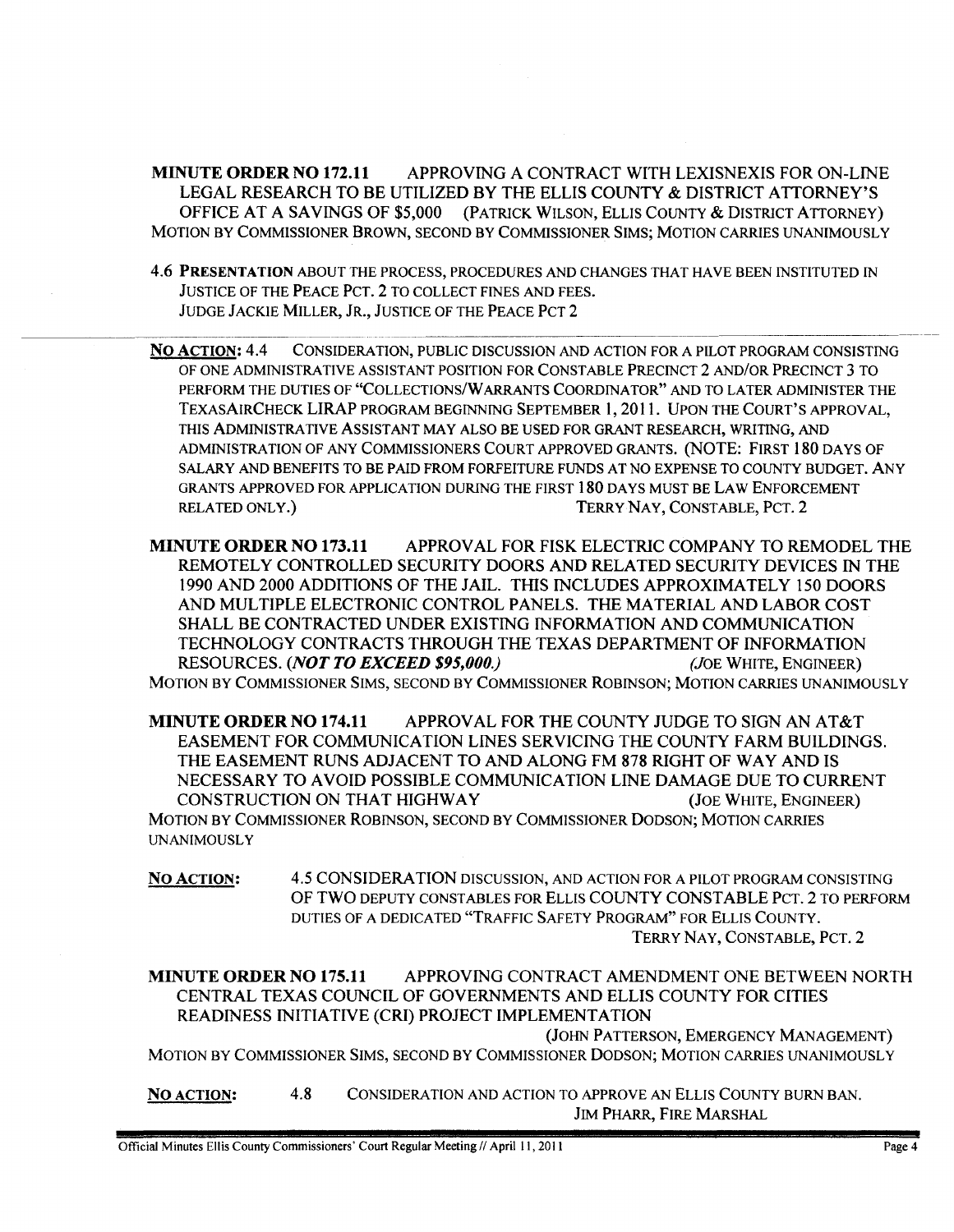**MINUTE ORDER NO 172.11** APPROVING A CONTRACT WITH LEXISNEXIS FOR ON-LINE LEGAL RESEARCH TO BE UTILIZED BY THE ELLIS COUNTY & DISTRICT ATTORNEY'S OFFICE AT A SAVINGS OF $5,000 (PATRICK WILSON, ELLIS COUNTY & DISTRICT ATTORNEY)
MOTION BY COMMISSIONER BROWN, SECOND BY COMMISSIONER SIMS; MOTION CARRIES UNANIMOUSLY

4.6 **PRESENTATION** ABOUT THE PROCESS, PROCEDURES AND CHANGES THAT HAVE BEEN INSTITUTED IN JUSTICE OF THE PEACE PCT. 2 TO COLLECT FINES AND FEES.
JUDGE JACKIE MILLER, JR., JUSTICE OF THE PEACE PCT 2

---

**NO ACTION:** 4.4 CONSIDERATION, PUBLIC DISCUSSION AND ACTION FOR A PILOT PROGRAM CONSISTING OF ONE ADMINISTRATIVE ASSISTANT POSITION FOR CONSTABLE PRECINCT 2 AND/OR PRECINCT 3 TO PERFORM THE DUTIES OF "COLLECTIONS/WARRANTS COORDINATOR" AND TO LATER ADMINISTER THE TEXASAIRCHECK LIRAP PROGRAM BEGINNING SEPTEMBER 1, 2011. UPON THE COURT'S APPROVAL, THIS ADMINISTRATIVE ASSISTANT MAY ALSO BE USED FOR GRANT RESEARCH, WRITING, AND ADMINISTRATION OF ANY COMMISSIONERS COURT APPROVED GRANTS. (NOTE: FIRST 180 DAYS OF SALARY AND BENEFITS TO BE PAID FROM FORFEITURE FUNDS AT NO EXPENSE TO COUNTY BUDGET. ANY GRANTS APPROVED FOR APPLICATION DURING THE FIRST 180 DAYS MUST BE LAW ENFORCEMENT RELATED ONLY.) TERRY NAY, CONSTABLE, PCT. 2

**MINUTE ORDER NO 173.11** APPROVAL FOR FISK ELECTRIC COMPANY TO REMODEL THE REMOTELY CONTROLLED SECURITY DOORS AND RELATED SECURITY DEVICES IN THE 1990 AND 2000 ADDITIONS OF THE JAIL. THIS INCLUDES APPROXIMATELY 150 DOORS AND MULTIPLE ELECTRONIC CONTROL PANELS. THE MATERIAL AND LABOR COST SHALL BE CONTRACTED UNDER EXISTING INFORMATION AND COMMUNICATION TECHNOLOGY CONTRACTS THROUGH THE TEXAS DEPARTMENT OF INFORMATION RESOURCES. ***(NOT TO EXCEED $95,000.)*** (JOE WHITE, ENGINEER)
MOTION BY COMMISSIONER SIMS, SECOND BY COMMISSIONER ROBINSON; MOTION CARRIES UNANIMOUSLY

**MINUTE ORDER NO 174.11** APPROVAL FOR THE COUNTY JUDGE TO SIGN AN AT&T EASEMENT FOR COMMUNICATION LINES SERVICING THE COUNTY FARM BUILDINGS. THE EASEMENT RUNS ADJACENT TO AND ALONG FM 878 RIGHT OF WAY AND IS NECESSARY TO AVOID POSSIBLE COMMUNICATION LINE DAMAGE DUE TO CURRENT CONSTRUCTION ON THAT HIGHWAY (JOE WHITE, ENGINEER)
MOTION BY COMMISSIONER ROBINSON, SECOND BY COMMISSIONER DODSON; MOTION CARRIES UNANIMOUSLY

**NO ACTION:** 4.5 CONSIDERATION DISCUSSION, AND ACTION FOR A PILOT PROGRAM CONSISTING OF TWO DEPUTY CONSTABLES FOR ELLIS COUNTY CONSTABLE PCT. 2 TO PERFORM DUTIES OF A DEDICATED "TRAFFIC SAFETY PROGRAM" FOR ELLIS COUNTY.
TERRY NAY, CONSTABLE, PCT. 2

**MINUTE ORDER NO 175.11** APPROVING CONTRACT AMENDMENT ONE BETWEEN NORTH CENTRAL TEXAS COUNCIL OF GOVERNMENTS AND ELLIS COUNTY FOR CITIES READINESS INITIATIVE (CRI) PROJECT IMPLEMENTATION
(JOHN PATTERSON, EMERGENCY MANAGEMENT)
MOTION BY COMMISSIONER SIMS, SECOND BY COMMISSIONER DODSON; MOTION CARRIES UNANIMOUSLY

**NO ACTION:** 4.8 CONSIDERATION AND ACTION TO APPROVE AN ELLIS COUNTY BURN BAN.
JIM PHARR, FIRE MARSHAL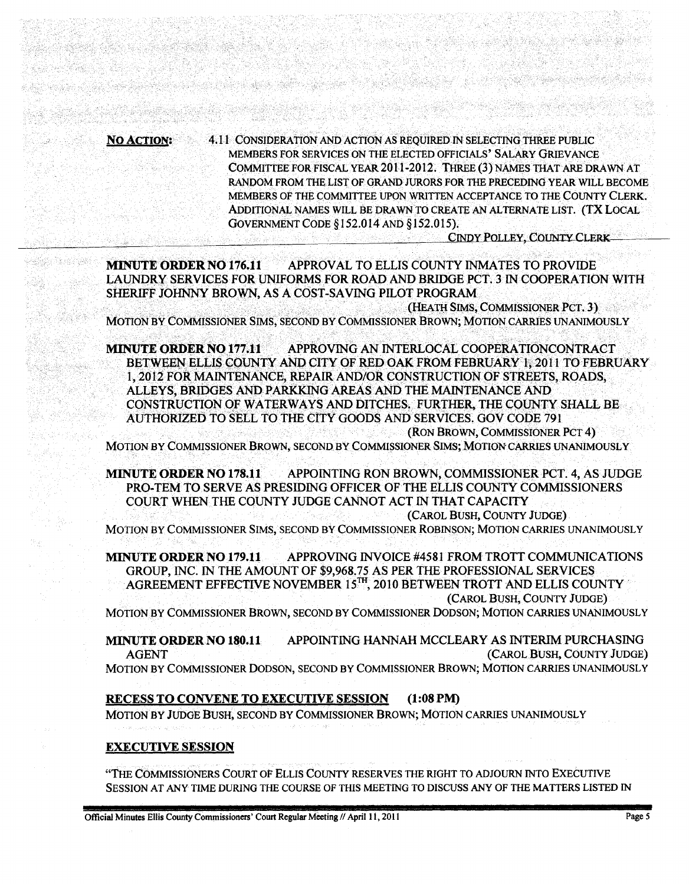**NO ACTION:** 4.11 CONSIDERATION AND ACTION AS REQUIRED IN SELECTING THREE PUBLIC MEMBERS FOR SERVICES ON THE ELECTED OFFICIALS' SALARY GRIEVANCE COMMITTEE FOR FISCAL YEAR 2011-2012. THREE (3) NAMES THAT ARE DRAWN AT RANDOM FROM THE LIST OF GRAND JURORS FOR THE PRECEDING YEAR WILL BECOME MEMBERS OF THE COMMITTEE UPON WRITTEN ACCEPTANCE TO THE COUNTY CLERK. ADDITIONAL NAMES WILL BE DRAWN TO CREATE AN ALTERNATE LIST. (TX LOCAL GOVERNMENT CODE §152.014 AND §152.015).

CINDY POLLEY, COUNTY CLERK

---

**MINUTE ORDER NO 176.11** APPROVAL TO ELLIS COUNTY INMATES TO PROVIDE LAUNDRY SERVICES FOR UNIFORMS FOR ROAD AND BRIDGE PCT. 3 IN COOPERATION WITH SHERIFF JOHNNY BROWN, AS A COST-SAVING PILOT PROGRAM

(HEATH SIMS, COMMISSIONER PCT. 3)

MOTION BY COMMISSIONER SIMS, SECOND BY COMMISSIONER BROWN; MOTION CARRIES UNANIMOUSLY

**MINUTE ORDER NO 177.11** APPROVING AN INTERLOCAL COOPERATIONCONTRACT BETWEEN ELLIS COUNTY AND CITY OF RED OAK FROM FEBRUARY 1, 2011 TO FEBRUARY 1, 2012 FOR MAINTENANCE, REPAIR AND/OR CONSTRUCTION OF STREETS, ROADS, ALLEYS, BRIDGES AND PARKKING AREAS AND THE MAINTENANCE AND CONSTRUCTION OF WATERWAYS AND DITCHES. FURTHER, THE COUNTY SHALL BE AUTHORIZED TO SELL TO THE CITY GOODS AND SERVICES. GOV CODE 791

(RON BROWN, COMMISSIONER PCT 4)

MOTION BY COMMISSIONER BROWN, SECOND BY COMMISSIONER SIMS; MOTION CARRIES UNANIMOUSLY

**MINUTE ORDER NO 178.11** APPOINTING RON BROWN, COMMISSIONER PCT. 4, AS JUDGE PRO-TEM TO SERVE AS PRESIDING OFFICER OF THE ELLIS COUNTY COMMISSIONERS COURT WHEN THE COUNTY JUDGE CANNOT ACT IN THAT CAPACITY

(CAROL BUSH, COUNTY JUDGE)

MOTION BY COMMISSIONER SIMS, SECOND BY COMMISSIONER ROBINSON; MOTION CARRIES UNANIMOUSLY

**MINUTE ORDER NO 179.11** APPROVING INVOICE #4581 FROM TROTT COMMUNICATIONS GROUP, INC. IN THE AMOUNT OF $9,968.75 AS PER THE PROFESSIONAL SERVICES AGREEMENT EFFECTIVE NOVEMBER 15TH, 2010 BETWEEN TROTT AND ELLIS COUNTY

(CAROL BUSH, COUNTY JUDGE)

MOTION BY COMMISSIONER BROWN, SECOND BY COMMISSIONER DODSON; MOTION CARRIES UNANIMOUSLY

**MINUTE ORDER NO 180.11** APPOINTING HANNAH MCCLEARY AS INTERIM PURCHASING AGENT (CAROL BUSH, COUNTY JUDGE)

MOTION BY COMMISSIONER DODSON, SECOND BY COMMISSIONER BROWN; MOTION CARRIES UNANIMOUSLY

**RECESS TO CONVENE TO EXECUTIVE SESSION (1:08 PM)**

MOTION BY JUDGE BUSH, SECOND BY COMMISSIONER BROWN; MOTION CARRIES UNANIMOUSLY

**EXECUTIVE SESSION**

"THE COMMISSIONERS COURT OF ELLIS COUNTY RESERVES THE RIGHT TO ADJOURN INTO EXECUTIVE SESSION AT ANY TIME DURING THE COURSE OF THIS MEETING TO DISCUSS ANY OF THE MATTERS LISTED IN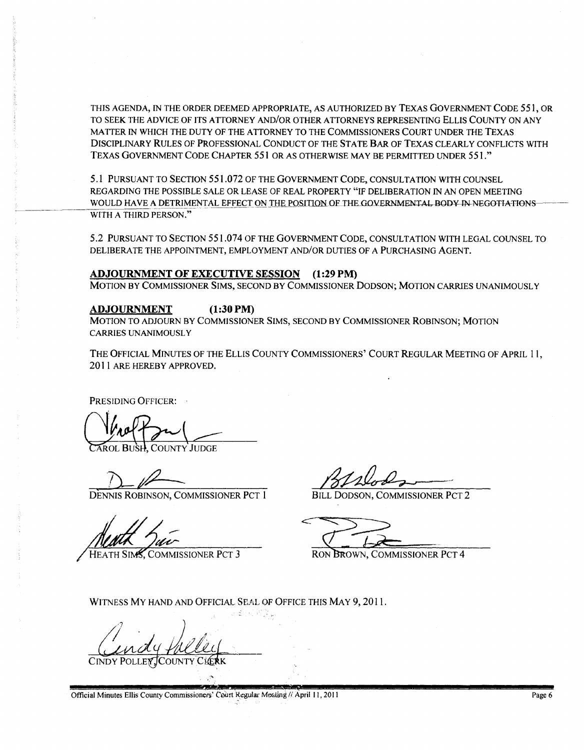THIS AGENDA, IN THE ORDER DEEMED APPROPRIATE, AS AUTHORIZED BY TEXAS GOVERNMENT CODE 551, OR TO SEEK THE ADVICE OF ITS ATTORNEY AND/OR OTHER ATTORNEYS REPRESENTING ELLIS COUNTY ON ANY MATTER IN WHICH THE DUTY OF THE ATTORNEY TO THE COMMISSIONERS COURT UNDER THE TEXAS DISCIPLINARY RULES OF PROFESSIONAL CONDUCT OF THE STATE BAR OF TEXAS CLEARLY CONFLICTS WITH TEXAS GOVERNMENT CODE CHAPTER 551 OR AS OTHERWISE MAY BE PERMITTED UNDER 551."

5.1 PURSUANT TO SECTION 551.072 OF THE GOVERNMENT CODE, CONSULTATION WITH COUNSEL REGARDING THE POSSIBLE SALE OR LEASE OF REAL PROPERTY "IF DELIBERATION IN AN OPEN MEETING WOULD HAVE A DETRIMENTAL EFFECT ON THE POSITION OF THE GOVERNMENTAL BODY IN NEGOTIATIONS WITH A THIRD PERSON."

5.2 PURSUANT TO SECTION 551.074 OF THE GOVERNMENT CODE, CONSULTATION WITH LEGAL COUNSEL TO DELIBERATE THE APPOINTMENT, EMPLOYMENT AND/OR DUTIES OF A PURCHASING AGENT.

**ADJOURNMENT OF EXECUTIVE SESSION (1:29 PM)**
MOTION BY COMMISSIONER SIMS, SECOND BY COMMISSIONER DODSON; MOTION CARRIES UNANIMOUSLY

**ADJOURNMENT (1:30 PM)**
MOTION TO ADJOURN BY COMMISSIONER SIMS, SECOND BY COMMISSIONER ROBINSON; MOTION CARRIES UNANIMOUSLY

THE OFFICIAL MINUTES OF THE ELLIS COUNTY COMMISSIONERS' COURT REGULAR MEETING OF APRIL 11, 2011 ARE HEREBY APPROVED.

PRESIDING OFFICER:

CAROL BUSH, COUNTY JUDGE

DENNIS ROBINSON, COMMISSIONER PCT 1

BILL DODSON, COMMISSIONER PCT 2

HEATH SIMS, COMMISSIONER PCT 3

RON BROWN, COMMISSIONER PCT 4

WITNESS MY HAND AND OFFICIAL SEAL OF OFFICE THIS MAY 9, 2011.

CINDY POLLEY, COUNTY CLERK